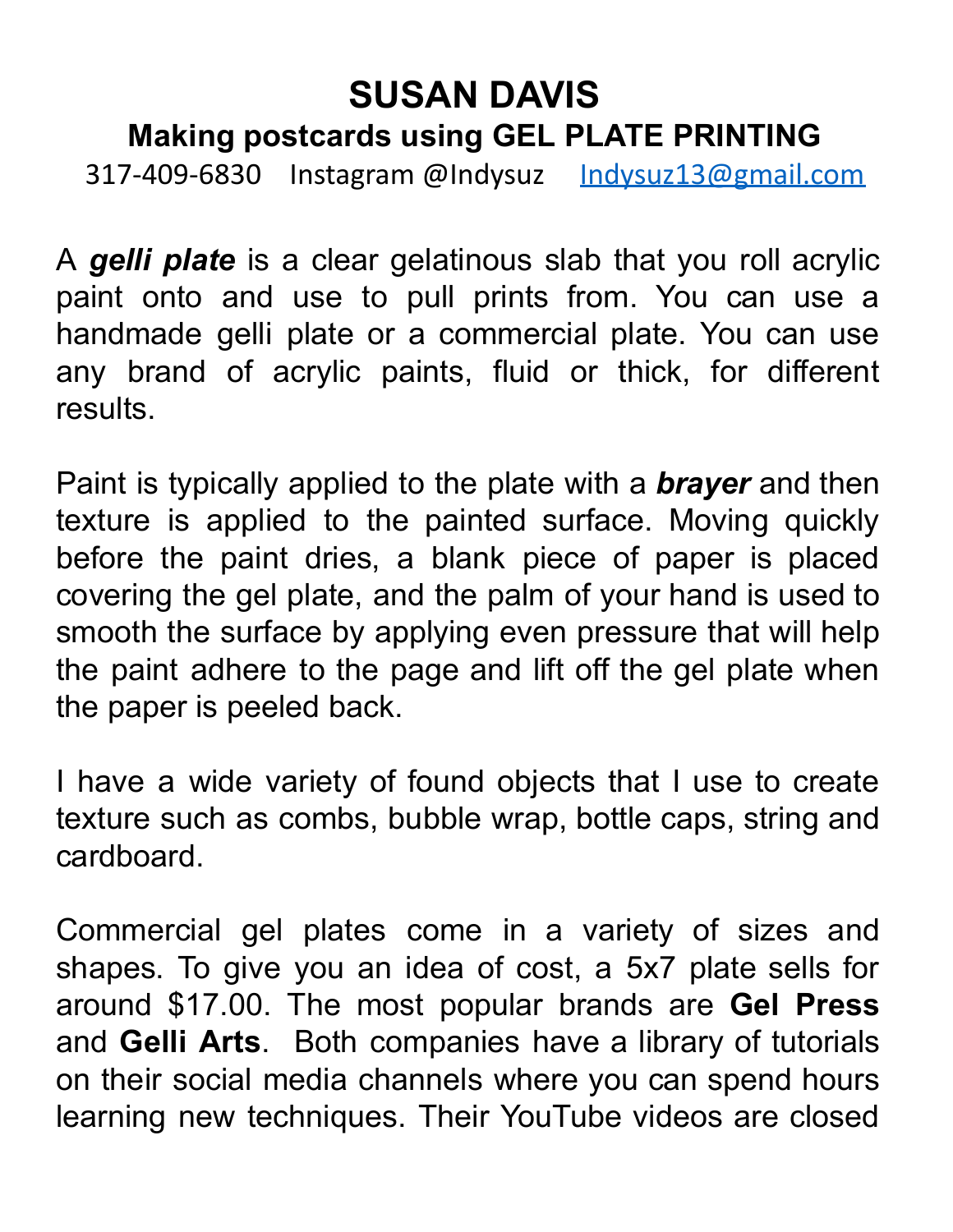# SUSAN DAVIS

## Making postcards using GEL PLATE PRINTING

317-409-6830 Instagram @Indysuz [Indysuz13@gmail.com](mailto:Indysuz13@gmail.com)

A ***gelli plate*** is a clear gelatinous slab that you roll acrylic paint onto and use to pull prints from. You can use a handmade gelli plate or a commercial plate. You can use any brand of acrylic paints, fluid or thick, for different results.

Paint is typically applied to the plate with a ***brayer*** and then texture is applied to the painted surface. Moving quickly before the paint dries, a blank piece of paper is placed covering the gel plate, and the palm of your hand is used to smooth the surface by applying even pressure that will help the paint adhere to the page and lift off the gel plate when the paper is peeled back.

I have a wide variety of found objects that I use to create texture such as combs, bubble wrap, bottle caps, string and cardboard.

Commercial gel plates come in a variety of sizes and shapes. To give you an idea of cost, a 5x7 plate sells for around $17.00. The most popular brands are **Gel Press** and **Gelli Arts**. Both companies have a library of tutorials on their social media channels where you can spend hours learning new techniques. Their YouTube videos are closed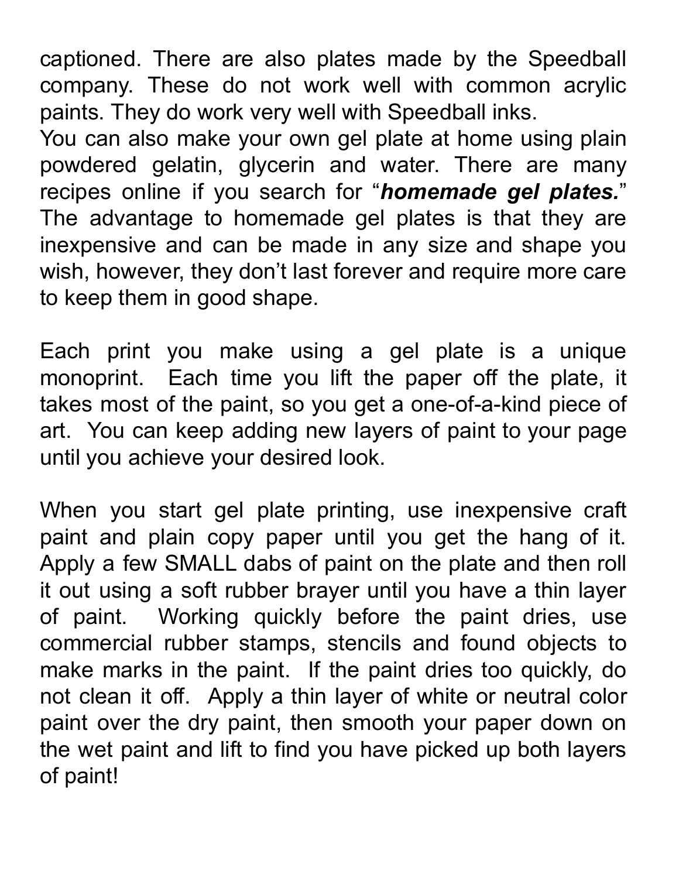captioned. There are also plates made by the Speedball company. These do not work well with common acrylic paints. They do work very well with Speedball inks.
You can also make your own gel plate at home using plain powdered gelatin, glycerin and water. There are many recipes online if you search for "***homemade gel plates.***" The advantage to homemade gel plates is that they are inexpensive and can be made in any size and shape you wish, however, they don't last forever and require more care to keep them in good shape.

Each print you make using a gel plate is a unique monoprint. Each time you lift the paper off the plate, it takes most of the paint, so you get a one-of-a-kind piece of art. You can keep adding new layers of paint to your page until you achieve your desired look.

When you start gel plate printing, use inexpensive craft paint and plain copy paper until you get the hang of it. Apply a few SMALL dabs of paint on the plate and then roll it out using a soft rubber brayer until you have a thin layer of paint. Working quickly before the paint dries, use commercial rubber stamps, stencils and found objects to make marks in the paint. If the paint dries too quickly, do not clean it off. Apply a thin layer of white or neutral color paint over the dry paint, then smooth your paper down on the wet paint and lift to find you have picked up both layers of paint!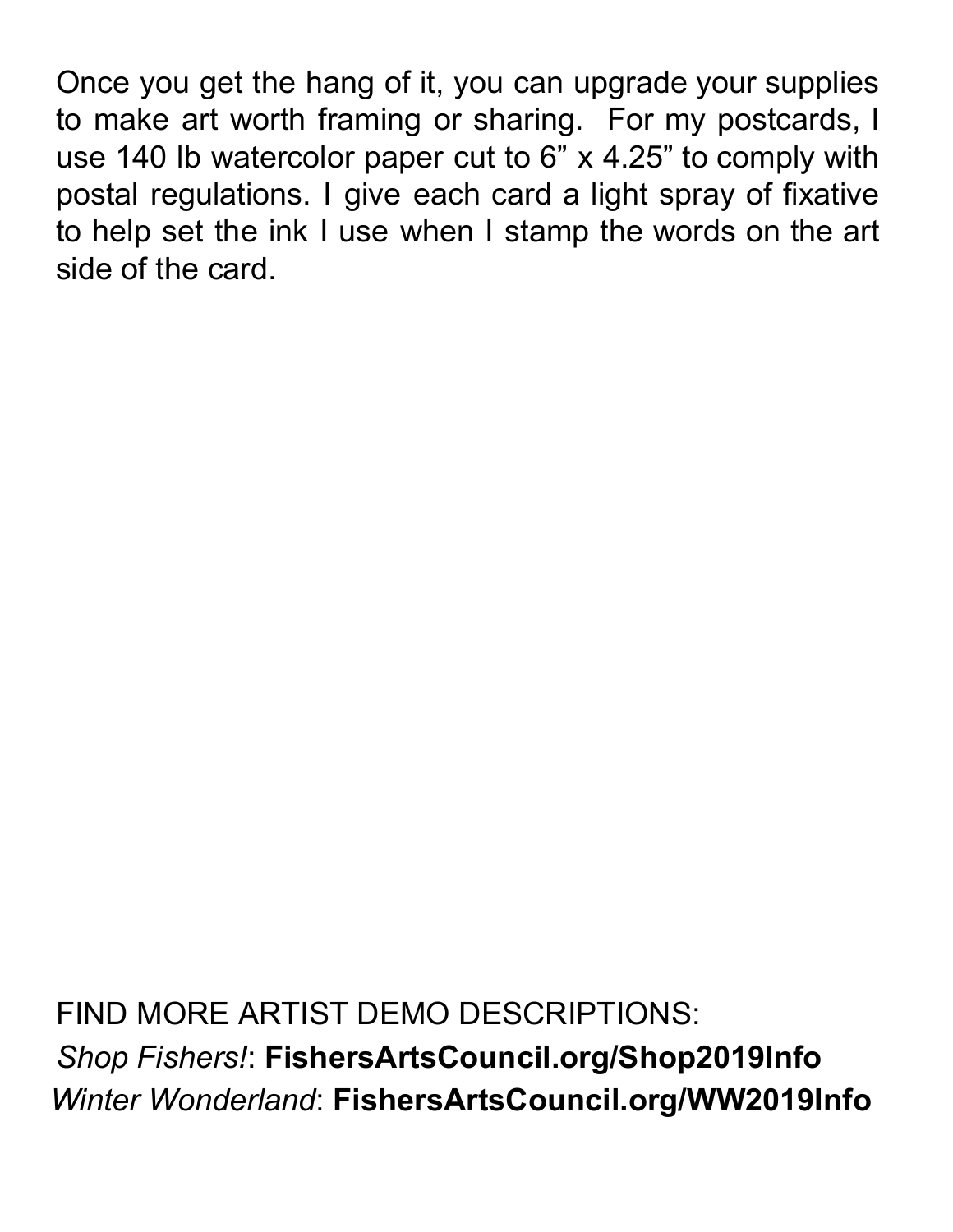Once you get the hang of it, you can upgrade your supplies to make art worth framing or sharing.  For my postcards, I use 140 lb watercolor paper cut to 6” x 4.25” to comply with postal regulations. I give each card a light spray of fixative to help set the ink I use when I stamp the words on the art side of the card.

FIND MORE ARTIST DEMO DESCRIPTIONS:

*Shop Fishers!*: **FishersArtsCouncil.org/Shop2019Info**

*Winter Wonderland*: **FishersArtsCouncil.org/WW2019Info**